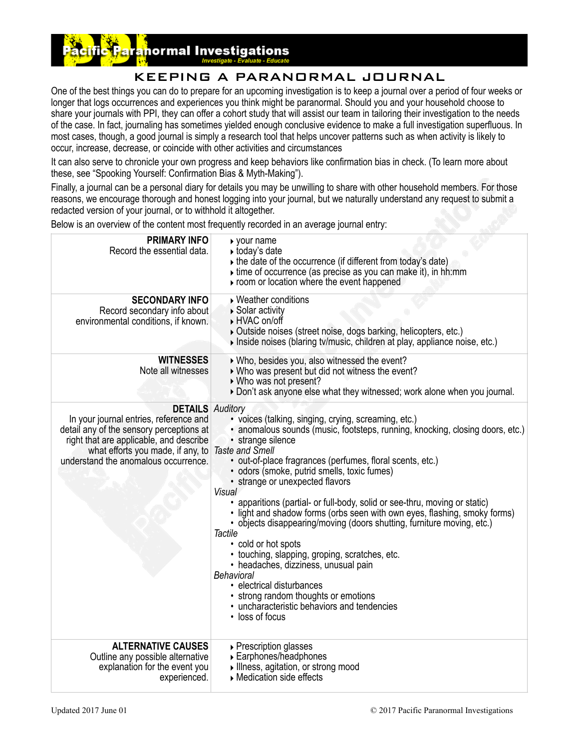# Pacific Paranormal Investigations

*Investigate - Evaluate - Educate*

## KEEPING A PARANORMAL JOURNAL

One of the best things you can do to prepare for an upcoming investigation is to keep a journal over a period of four weeks or longer that logs occurrences and experiences you think might be paranormal. Should you and your household choose to share your journals with PPI, they can offer a cohort study that will assist our team in tailoring their investigation to the needs of the case. In fact, journaling has sometimes yielded enough conclusive evidence to make a full investigation superfluous. In most cases, though, a good journal is simply a research tool that helps uncover patterns such as when activity is likely to occur, increase, decrease, or coincide with other activities and circumstances

It can also serve to chronicle your own progress and keep behaviors like confirmation bias in check. (To learn more about these, see "Spooking Yourself: Confirmation Bias & Myth-Making").

Finally, a journal can be a personal diary for details you may be unwilling to share with other household members. For those reasons, we encourage thorough and honest logging into your journal, but we naturally understand any request to submit a redacted version of your journal, or to withhold it altogether.

Below is an overview of the content most frequently recorded in an average journal entry:

| | |
|---|---|
| **PRIMARY INFO**<br>Record the essential data. | ▸ your name<br>▸ today's date<br>▸ the date of the occurrence (if different from today's date)<br>▸ time of occurrence (as precise as you can make it), in hh:mm<br>▸ room or location where the event happened |
| **SECONDARY INFO**<br>Record secondary info about environmental conditions, if known. | ▸ Weather conditions<br>▸ Solar activity<br>▸ HVAC on/off<br>▸ Outside noises (street noise, dogs barking, helicopters, etc.)<br>▸ Inside noises (blaring tv/music, children at play, appliance noise, etc.) |
| **WITNESSES**<br>Note all witnesses | ▸ Who, besides you, also witnessed the event?<br>▸ Who was present but did not witness the event?<br>▸ Who was not present?<br>▸ Don't ask anyone else what they witnessed; work alone when you journal. |
| **DETAILS**<br>In your journal entries, reference and detail any of the sensory perceptions at right that are applicable, and describe what efforts you made, if any, to understand the anomalous occurrence. | *Auditory*<br>• voices (talking, singing, crying, screaming, etc.)<br>• anomalous sounds (music, footsteps, running, knocking, closing doors, etc.)<br>• strange silence<br>*Taste and Smell*<br>• out-of-place fragrances (perfumes, floral scents, etc.)<br>• odors (smoke, putrid smells, toxic fumes)<br>• strange or unexpected flavors<br>*Visual*<br>• apparitions (partial- or full-body, solid or see-thru, moving or static)<br>• light and shadow forms (orbs seen with own eyes, flashing, smoky forms)<br>• objects disappearing/moving (doors shutting, furniture moving, etc.)<br>*Tactile*<br>• cold or hot spots<br>• touching, slapping, groping, scratches, etc.<br>• headaches, dizziness, unusual pain<br>*Behavioral*<br>• electrical disturbances<br>• strong random thoughts or emotions<br>• uncharacteristic behaviors and tendencies<br>• loss of focus |
| **ALTERNATIVE CAUSES**<br>Outline any possible alternative explanation for the event you experienced. | ▸ Prescription glasses<br>▸ Earphones/headphones<br>▸ Illness, agitation, or strong mood<br>▸ Medication side effects |

Updated 2017 June 01

© 2017 Pacific Paranormal Investigations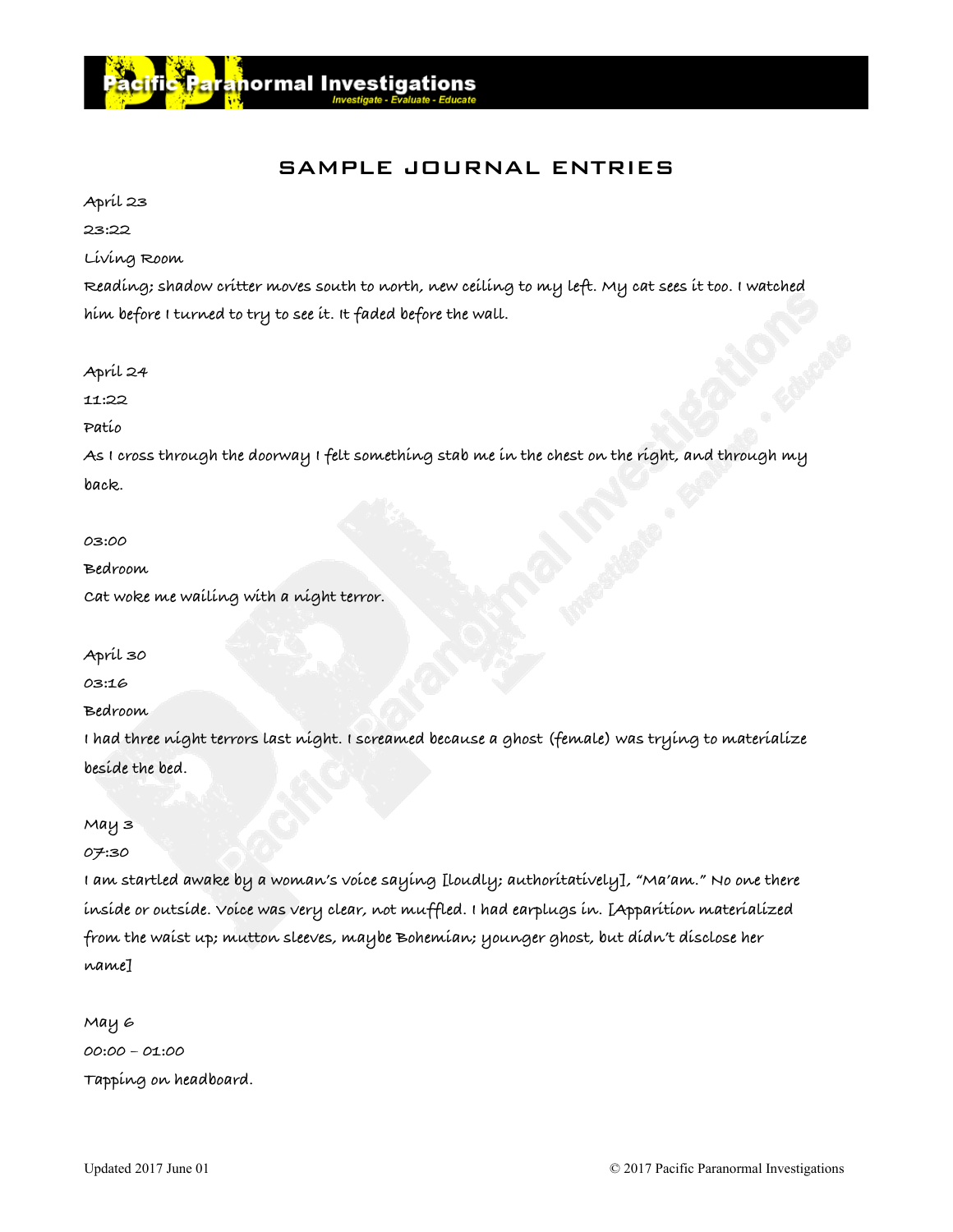# SAMPLE JOURNAL ENTRIES

April 23

23:22

Living Room

Reading; shadow critter moves south to north, new ceiling to my left. My cat sees it too. I watched him before I turned to try to see it. It faded before the wall.

April 24

11:22

Patio

As I cross through the doorway I felt something stab me in the chest on the right, and through my back.

03:00

Bedroom

Cat woke me wailing with a night terror.

April 30

03:16

Bedroom

I had three night terrors last night. I screamed because a ghost (female) was trying to materialize beside the bed.

May 3

07:30

I am startled awake by a woman's voice saying [loudly; authoritatively], "Ma'am." No one there inside or outside. Voice was very clear, not muffled. I had earplugs in. [Apparition materialized from the waist up; mutton sleeves, maybe Bohemian; younger ghost, but didn't disclose her name]

May 6

00:00 – 01:00

Tapping on headboard.